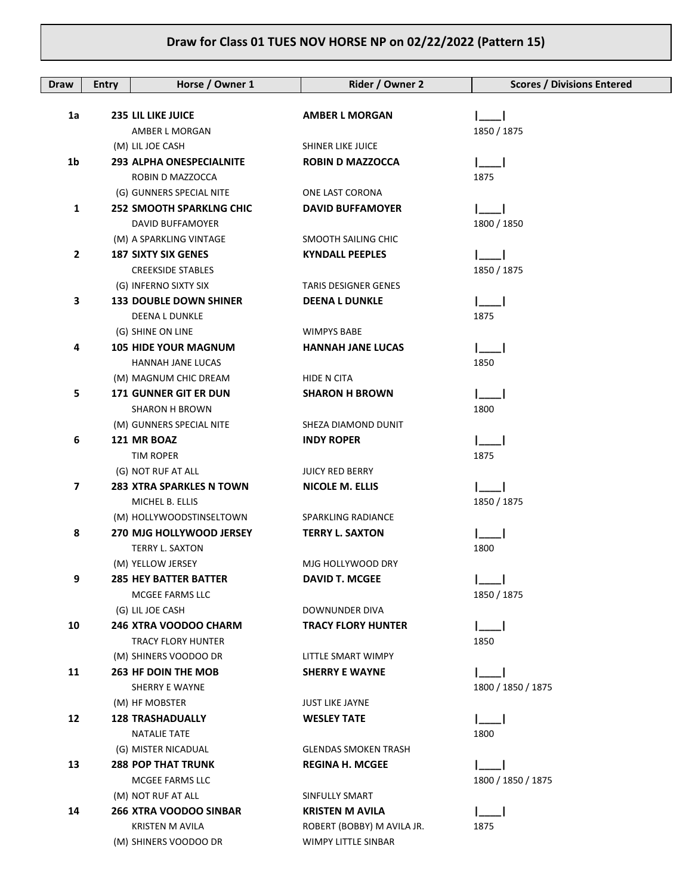# Draw for Class 01 TUES NOV HORSE NP on 02/22/2022 (Pattern 15)

| Draw | Entry | Horse / Owner 1 | Rider / Owner 2 | Scores / Divisions Entered |
|---|---|---|---|---|
| 1a | 235 | **LIL LIKE JUICE** | **AMBER L MORGAN** | \|____\| |
| | | AMBER L MORGAN | | 1850 / 1875 |
| | | (M) LIL JOE CASH | SHINER LIKE JUICE | |
| 1b | 293 | **ALPHA ONESPECIALNITE** | **ROBIN D MAZZOCCA** | \|____\| |
| | | ROBIN D MAZZOCCA | | 1875 |
| | | (G) GUNNERS SPECIAL NITE | ONE LAST CORONA | |
| 1 | 252 | **SMOOTH SPARKLNG CHIC** | **DAVID BUFFAMOYER** | \|____\| |
| | | DAVID BUFFAMOYER | | 1800 / 1850 |
| | | (M) A SPARKLING VINTAGE | SMOOTH SAILING CHIC | |
| 2 | 187 | **SIXTY SIX GENES** | **KYNDALL PEEPLES** | \|____\| |
| | | CREEKSIDE STABLES | | 1850 / 1875 |
| | | (G) INFERNO SIXTY SIX | TARIS DESIGNER GENES | |
| 3 | 133 | **DOUBLE DOWN SHINER** | **DEENA L DUNKLE** | \|____\| |
| | | DEENA L DUNKLE | | 1875 |
| | | (G) SHINE ON LINE | WIMPYS BABE | |
| 4 | 105 | **HIDE YOUR MAGNUM** | **HANNAH JANE LUCAS** | \|____\| |
| | | HANNAH JANE LUCAS | | 1850 |
| | | (M) MAGNUM CHIC DREAM | HIDE N CITA | |
| 5 | 171 | **GUNNER GIT ER DUN** | **SHARON H BROWN** | \|____\| |
| | | SHARON H BROWN | | 1800 |
| | | (M) GUNNERS SPECIAL NITE | SHEZA DIAMOND DUNIT | |
| 6 | 121 | **MR BOAZ** | **INDY ROPER** | \|____\| |
| | | TIM ROPER | | 1875 |
| | | (G) NOT RUF AT ALL | JUICY RED BERRY | |
| 7 | 283 | **XTRA SPARKLES N TOWN** | **NICOLE M. ELLIS** | \|____\| |
| | | MICHEL B. ELLIS | | 1850 / 1875 |
| | | (M) HOLLYWOODSTINSELTOWN | SPARKLING RADIANCE | |
| 8 | 270 | **MJG HOLLYWOOD JERSEY** | **TERRY L. SAXTON** | \|____\| |
| | | TERRY L. SAXTON | | 1800 |
| | | (M) YELLOW JERSEY | MJG HOLLYWOOD DRY | |
| 9 | 285 | **HEY BATTER BATTER** | **DAVID T. MCGEE** | \|____\| |
| | | MCGEE FARMS LLC | | 1850 / 1875 |
| | | (G) LIL JOE CASH | DOWNUNDER DIVA | |
| 10 | 246 | **XTRA VOODOO CHARM** | **TRACY FLORY HUNTER** | \|____\| |
| | | TRACY FLORY HUNTER | | 1850 |
| | | (M) SHINERS VOODOO DR | LITTLE SMART WIMPY | |
| 11 | 263 | **HF DOIN THE MOB** | **SHERRY E WAYNE** | \|____\| |
| | | SHERRY E WAYNE | | 1800 / 1850 / 1875 |
| | | (M) HF MOBSTER | JUST LIKE JAYNE | |
| 12 | 128 | **TRASHADUALLY** | **WESLEY TATE** | \|____\| |
| | | NATALIE TATE | | 1800 |
| | | (G) MISTER NICADUAL | GLENDAS SMOKEN TRASH | |
| 13 | 288 | **POP THAT TRUNK** | **REGINA H. MCGEE** | \|____\| |
| | | MCGEE FARMS LLC | | 1800 / 1850 / 1875 |
| | | (M) NOT RUF AT ALL | SINFULLY SMART | |
| 14 | 266 | **XTRA VOODOO SINBAR** | **KRISTEN M AVILA** | \|____\| |
| | | KRISTEN M AVILA | ROBERT (BOBBY) M AVILA JR. | 1875 |
| | | (M) SHINERS VOODOO DR | WIMPY LITTLE SINBAR | |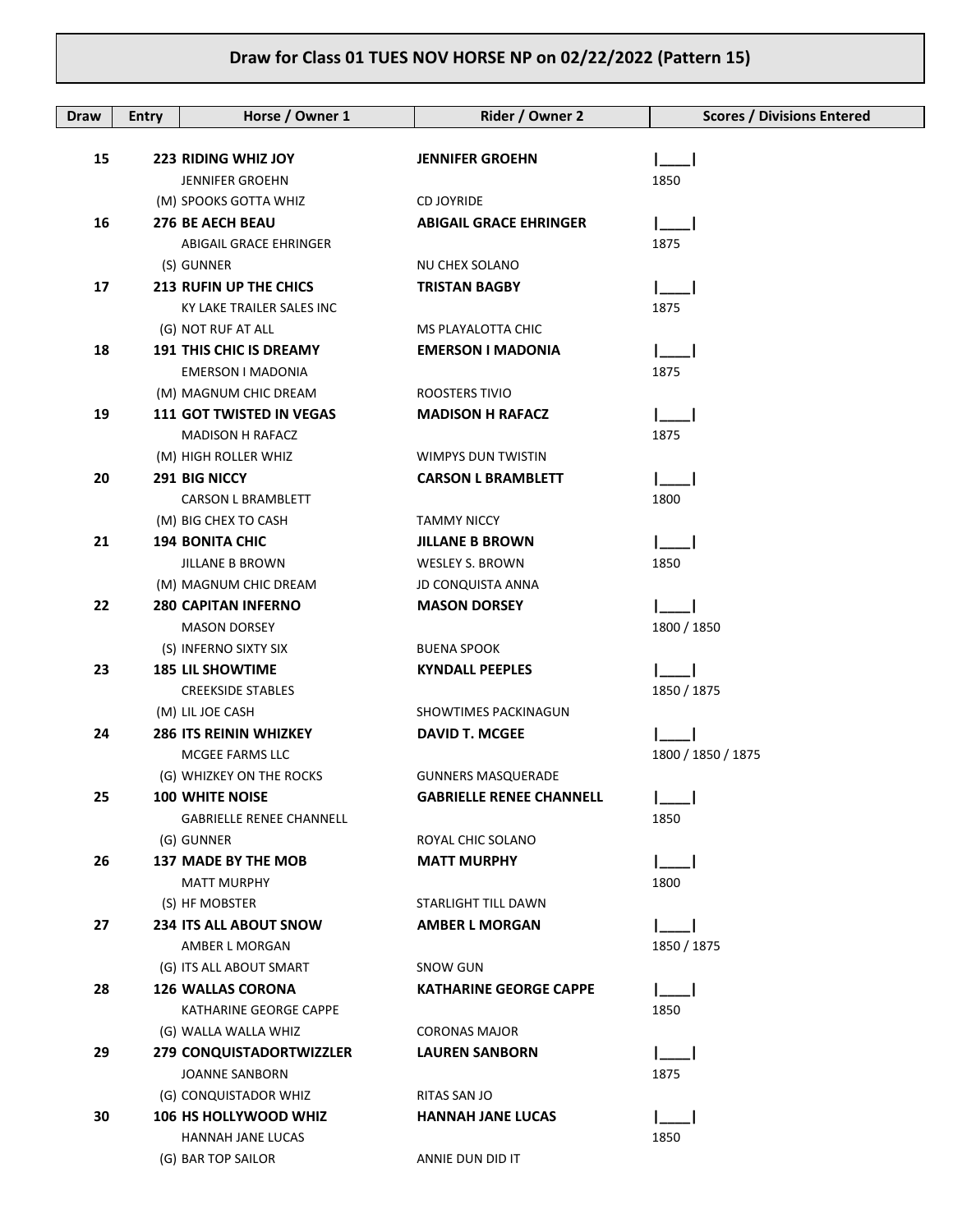## Draw for Class 01 TUES NOV HORSE NP on 02/22/2022 (Pattern 15)

| Draw | Entry | Horse / Owner 1 | Rider / Owner 2 | Scores / Divisions Entered |
|---|---|---|---|---|
| 15 | 223 | **RIDING WHIZ JOY** | **JENNIFER GROEHN** | \|\_\_\_\_\| |
| | | JENNIFER GROEHN | | 1850 |
| | | (M) SPOOKS GOTTA WHIZ | CD JOYRIDE | |
| 16 | 276 | **BE AECH BEAU** | **ABIGAIL GRACE EHRINGER** | \|\_\_\_\_\| |
| | | ABIGAIL GRACE EHRINGER | | 1875 |
| | | (S) GUNNER | NU CHEX SOLANO | |
| 17 | 213 | **RUFIN UP THE CHICS** | **TRISTAN BAGBY** | \|\_\_\_\_\| |
| | | KY LAKE TRAILER SALES INC | | 1875 |
| | | (G) NOT RUF AT ALL | MS PLAYALOTTA CHIC | |
| 18 | 191 | **THIS CHIC IS DREAMY** | **EMERSON I MADONIA** | \|\_\_\_\_\| |
| | | EMERSON I MADONIA | | 1875 |
| | | (M) MAGNUM CHIC DREAM | ROOSTERS TIVIO | |
| 19 | 111 | **GOT TWISTED IN VEGAS** | **MADISON H RAFACZ** | \|\_\_\_\_\| |
| | | MADISON H RAFACZ | | 1875 |
| | | (M) HIGH ROLLER WHIZ | WIMPYS DUN TWISTIN | |
| 20 | 291 | **BIG NICCY** | **CARSON L BRAMBLETT** | \|\_\_\_\_\| |
| | | CARSON L BRAMBLETT | | 1800 |
| | | (M) BIG CHEX TO CASH | TAMMY NICCY | |
| 21 | 194 | **BONITA CHIC** | **JILLANE B BROWN** | \|\_\_\_\_\| |
| | | JILLANE B BROWN | WESLEY S. BROWN | 1850 |
| | | (M) MAGNUM CHIC DREAM | JD CONQUISTA ANNA | |
| 22 | 280 | **CAPITAN INFERNO** | **MASON DORSEY** | \|\_\_\_\_\| |
| | | MASON DORSEY | | 1800 / 1850 |
| | | (S) INFERNO SIXTY SIX | BUENA SPOOK | |
| 23 | 185 | **LIL SHOWTIME** | **KYNDALL PEEPLES** | \|\_\_\_\_\| |
| | | CREEKSIDE STABLES | | 1850 / 1875 |
| | | (M) LIL JOE CASH | SHOWTIMES PACKINAGUN | |
| 24 | 286 | **ITS REININ WHIZKEY** | **DAVID T. MCGEE** | \|\_\_\_\_\| |
| | | MCGEE FARMS LLC | | 1800 / 1850 / 1875 |
| | | (G) WHIZKEY ON THE ROCKS | GUNNERS MASQUERADE | |
| 25 | 100 | **WHITE NOISE** | **GABRIELLE RENEE CHANNELL** | \|\_\_\_\_\| |
| | | GABRIELLE RENEE CHANNELL | | 1850 |
| | | (G) GUNNER | ROYAL CHIC SOLANO | |
| 26 | 137 | **MADE BY THE MOB** | **MATT MURPHY** | \|\_\_\_\_\| |
| | | MATT MURPHY | | 1800 |
| | | (S) HF MOBSTER | STARLIGHT TILL DAWN | |
| 27 | 234 | **ITS ALL ABOUT SNOW** | **AMBER L MORGAN** | \|\_\_\_\_\| |
| | | AMBER L MORGAN | | 1850 / 1875 |
| | | (G) ITS ALL ABOUT SMART | SNOW GUN | |
| 28 | 126 | **WALLAS CORONA** | **KATHARINE GEORGE CAPPE** | \|\_\_\_\_\| |
| | | KATHARINE GEORGE CAPPE | | 1850 |
| | | (G) WALLA WALLA WHIZ | CORONAS MAJOR | |
| 29 | 279 | **CONQUISTADORTWIZZLER** | **LAUREN SANBORN** | \|\_\_\_\_\| |
| | | JOANNE SANBORN | | 1875 |
| | | (G) CONQUISTADOR WHIZ | RITAS SAN JO | |
| 30 | 106 | **HS HOLLYWOOD WHIZ** | **HANNAH JANE LUCAS** | \|\_\_\_\_\| |
| | | HANNAH JANE LUCAS | | 1850 |
| | | (G) BAR TOP SAILOR | ANNIE DUN DID IT | |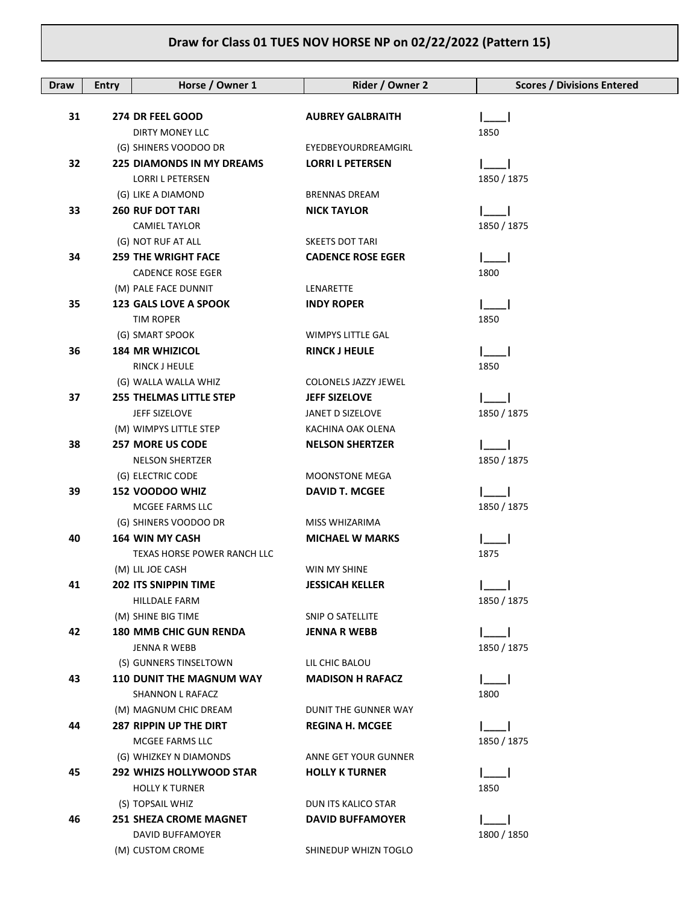## Draw for Class 01 TUES NOV HORSE NP on 02/22/2022 (Pattern 15)

| Draw | Entry | Horse / Owner 1 | Rider / Owner 2 | Scores / Divisions Entered |
|---|---|---|---|---|
| 31 | 274 | **DR FEEL GOOD** | **AUBREY GALBRAITH** | \|\_\_\_\_\| |
| | | DIRTY MONEY LLC | | 1850 |
| | | (G) SHINERS VOODOO DR | EYEDBEYOURDREAMGIRL | |
| 32 | 225 | **DIAMONDS IN MY DREAMS** | **LORRI L PETERSEN** | \|\_\_\_\_\| |
| | | LORRI L PETERSEN | | 1850 / 1875 |
| | | (G) LIKE A DIAMOND | BRENNAS DREAM | |
| 33 | 260 | **RUF DOT TARI** | **NICK TAYLOR** | \|\_\_\_\_\| |
| | | CAMIEL TAYLOR | | 1850 / 1875 |
| | | (G) NOT RUF AT ALL | SKEETS DOT TARI | |
| 34 | 259 | **THE WRIGHT FACE** | **CADENCE ROSE EGER** | \|\_\_\_\_\| |
| | | CADENCE ROSE EGER | | 1800 |
| | | (M) PALE FACE DUNNIT | LENARETTE | |
| 35 | 123 | **GALS LOVE A SPOOK** | **INDY ROPER** | \|\_\_\_\_\| |
| | | TIM ROPER | | 1850 |
| | | (G) SMART SPOOK | WIMPYS LITTLE GAL | |
| 36 | 184 | **MR WHIZICOL** | **RINCK J HEULE** | \|\_\_\_\_\| |
| | | RINCK J HEULE | | 1850 |
| | | (G) WALLA WALLA WHIZ | COLONELS JAZZY JEWEL | |
| 37 | 255 | **THELMAS LITTLE STEP** | **JEFF SIZELOVE** | \|\_\_\_\_\| |
| | | JEFF SIZELOVE | JANET D SIZELOVE | 1850 / 1875 |
| | | (M) WIMPYS LITTLE STEP | KACHINA OAK OLENA | |
| 38 | 257 | **MORE US CODE** | **NELSON SHERTZER** | \|\_\_\_\_\| |
| | | NELSON SHERTZER | | 1850 / 1875 |
| | | (G) ELECTRIC CODE | MOONSTONE MEGA | |
| 39 | 152 | **VOODOO WHIZ** | **DAVID T. MCGEE** | \|\_\_\_\_\| |
| | | MCGEE FARMS LLC | | 1850 / 1875 |
| | | (G) SHINERS VOODOO DR | MISS WHIZARIMA | |
| 40 | 164 | **WIN MY CASH** | **MICHAEL W MARKS** | \|\_\_\_\_\| |
| | | TEXAS HORSE POWER RANCH LLC | | 1875 |
| | | (M) LIL JOE CASH | WIN MY SHINE | |
| 41 | 202 | **ITS SNIPPIN TIME** | **JESSICAH KELLER** | \|\_\_\_\_\| |
| | | HILLDALE FARM | | 1850 / 1875 |
| | | (M) SHINE BIG TIME | SNIP O SATELLITE | |
| 42 | 180 | **MMB CHIC GUN RENDA** | **JENNA R WEBB** | \|\_\_\_\_\| |
| | | JENNA R WEBB | | 1850 / 1875 |
| | | (S) GUNNERS TINSELTOWN | LIL CHIC BALOU | |
| 43 | 110 | **DUNIT THE MAGNUM WAY** | **MADISON H RAFACZ** | \|\_\_\_\_\| |
| | | SHANNON L RAFACZ | | 1800 |
| | | (M) MAGNUM CHIC DREAM | DUNIT THE GUNNER WAY | |
| 44 | 287 | **RIPPIN UP THE DIRT** | **REGINA H. MCGEE** | \|\_\_\_\_\| |
| | | MCGEE FARMS LLC | | 1850 / 1875 |
| | | (G) WHIZKEY N DIAMONDS | ANNE GET YOUR GUNNER | |
| 45 | 292 | **WHIZS HOLLYWOOD STAR** | **HOLLY K TURNER** | \|\_\_\_\_\| |
| | | HOLLY K TURNER | | 1850 |
| | | (S) TOPSAIL WHIZ | DUN ITS KALICO STAR | |
| 46 | 251 | **SHEZA CROME MAGNET** | **DAVID BUFFAMOYER** | \|\_\_\_\_\| |
| | | DAVID BUFFAMOYER | | 1800 / 1850 |
| | | (M) CUSTOM CROME | SHINEDUP WHIZN TOGLO | |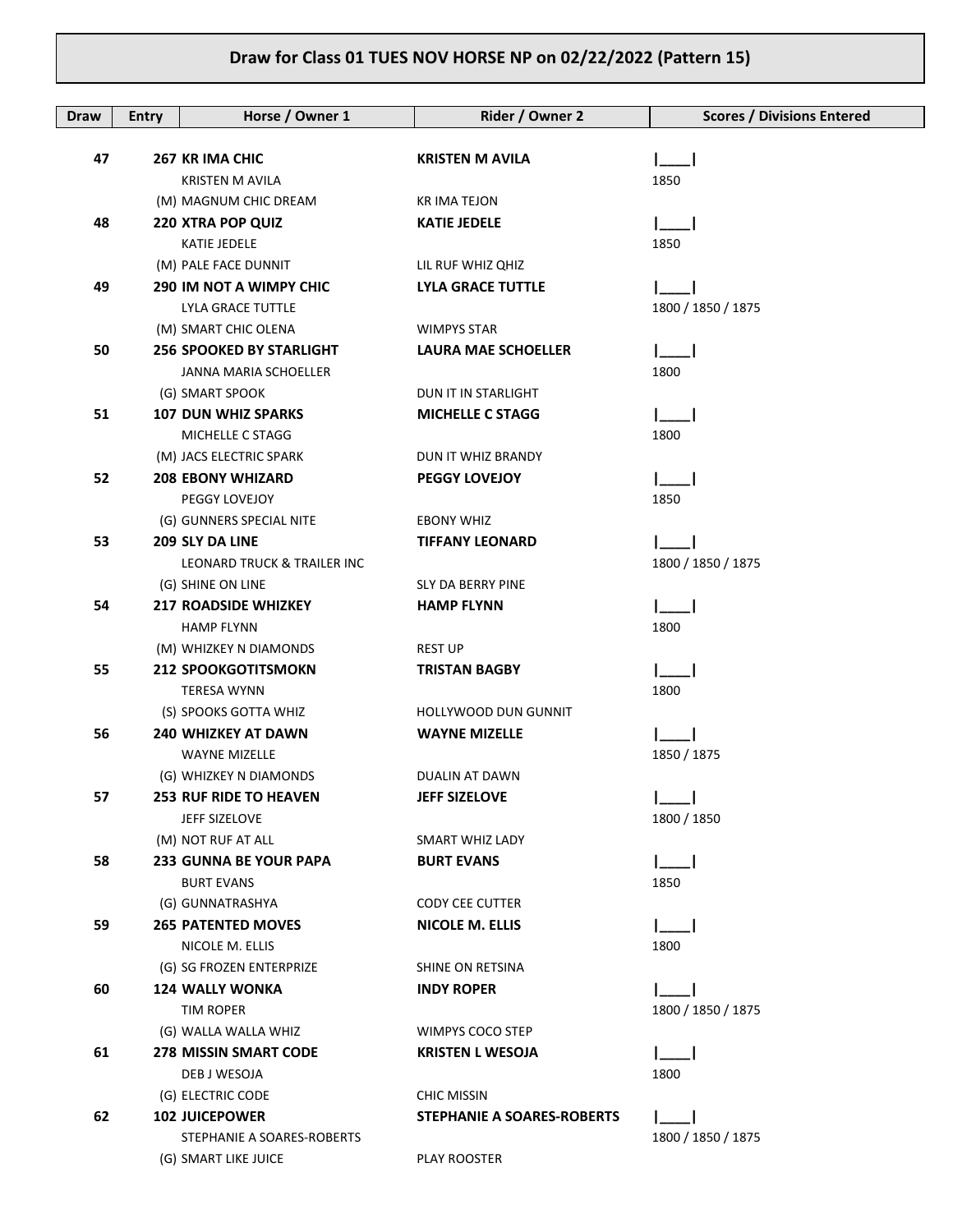## Draw for Class 01 TUES NOV HORSE NP on 02/22/2022 (Pattern 15)

| Draw | Entry | Horse / Owner 1 | Rider / Owner 2 | Scores / Divisions Entered |
|---|---|---|---|---|
| 47 | 267 | **KR IMA CHIC** | **KRISTEN M AVILA** | \|____\| |
| | | KRISTEN M AVILA | | 1850 |
| | | (M) MAGNUM CHIC DREAM | KR IMA TEJON | |
| 48 | 220 | **XTRA POP QUIZ** | **KATIE JEDELE** | \|____\| |
| | | KATIE JEDELE | | 1850 |
| | | (M) PALE FACE DUNNIT | LIL RUF WHIZ QHIZ | |
| 49 | 290 | **IM NOT A WIMPY CHIC** | **LYLA GRACE TUTTLE** | \|____\| |
| | | LYLA GRACE TUTTLE | | 1800 / 1850 / 1875 |
| | | (M) SMART CHIC OLENA | WIMPYS STAR | |
| 50 | 256 | **SPOOKED BY STARLIGHT** | **LAURA MAE SCHOELLER** | \|____\| |
| | | JANNA MARIA SCHOELLER | | 1800 |
| | | (G) SMART SPOOK | DUN IT IN STARLIGHT | |
| 51 | 107 | **DUN WHIZ SPARKS** | **MICHELLE C STAGG** | \|____\| |
| | | MICHELLE C STAGG | | 1800 |
| | | (M) JACS ELECTRIC SPARK | DUN IT WHIZ BRANDY | |
| 52 | 208 | **EBONY WHIZARD** | **PEGGY LOVEJOY** | \|____\| |
| | | PEGGY LOVEJOY | | 1850 |
| | | (G) GUNNERS SPECIAL NITE | EBONY WHIZ | |
| 53 | 209 | **SLY DA LINE** | **TIFFANY LEONARD** | \|____\| |
| | | LEONARD TRUCK & TRAILER INC | | 1800 / 1850 / 1875 |
| | | (G) SHINE ON LINE | SLY DA BERRY PINE | |
| 54 | 217 | **ROADSIDE WHIZKEY** | **HAMP FLYNN** | \|____\| |
| | | HAMP FLYNN | | 1800 |
| | | (M) WHIZKEY N DIAMONDS | REST UP | |
| 55 | 212 | **SPOOKGOTITSMOKN** | **TRISTAN BAGBY** | \|____\| |
| | | TERESA WYNN | | 1800 |
| | | (S) SPOOKS GOTTA WHIZ | HOLLYWOOD DUN GUNNIT | |
| 56 | 240 | **WHIZKEY AT DAWN** | **WAYNE MIZELLE** | \|____\| |
| | | WAYNE MIZELLE | | 1850 / 1875 |
| | | (G) WHIZKEY N DIAMONDS | DUALIN AT DAWN | |
| 57 | 253 | **RUF RIDE TO HEAVEN** | **JEFF SIZELOVE** | \|____\| |
| | | JEFF SIZELOVE | | 1800 / 1850 |
| | | (M) NOT RUF AT ALL | SMART WHIZ LADY | |
| 58 | 233 | **GUNNA BE YOUR PAPA** | **BURT EVANS** | \|____\| |
| | | BURT EVANS | | 1850 |
| | | (G) GUNNATRASHYA | CODY CEE CUTTER | |
| 59 | 265 | **PATENTED MOVES** | **NICOLE M. ELLIS** | \|____\| |
| | | NICOLE M. ELLIS | | 1800 |
| | | (G) SG FROZEN ENTERPRIZE | SHINE ON RETSINA | |
| 60 | 124 | **WALLY WONKA** | **INDY ROPER** | \|____\| |
| | | TIM ROPER | | 1800 / 1850 / 1875 |
| | | (G) WALLA WALLA WHIZ | WIMPYS COCO STEP | |
| 61 | 278 | **MISSIN SMART CODE** | **KRISTEN L WESOJA** | \|____\| |
| | | DEB J WESOJA | | 1800 |
| | | (G) ELECTRIC CODE | CHIC MISSIN | |
| 62 | 102 | **JUICEPOWER** | **STEPHANIE A SOARES-ROBERTS** | \|____\| |
| | | STEPHANIE A SOARES-ROBERTS | | 1800 / 1850 / 1875 |
| | | (G) SMART LIKE JUICE | PLAY ROOSTER | |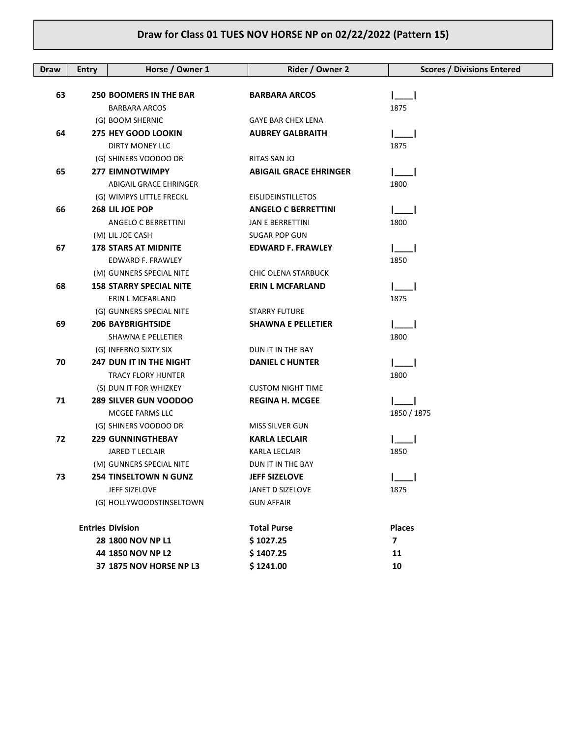## Draw for Class 01 TUES NOV HORSE NP on 02/22/2022 (Pattern 15)

| Draw | Entry | Horse / Owner 1 | Rider / Owner 2 | Scores / Divisions Entered |
|---|---|---|---|---|
| 63 | 250 | **BOOMERS IN THE BAR** | **BARBARA ARCOS** | \|\_\_\_\_\| |
| | | BARBARA ARCOS | | 1875 |
| | | (G) BOOM SHERNIC | GAYE BAR CHEX LENA | |
| 64 | 275 | **HEY GOOD LOOKIN** | **AUBREY GALBRAITH** | \|\_\_\_\_\| |
| | | DIRTY MONEY LLC | | 1875 |
| | | (G) SHINERS VOODOO DR | RITAS SAN JO | |
| 65 | 277 | **EIMNOTWIMPY** | **ABIGAIL GRACE EHRINGER** | \|\_\_\_\_\| |
| | | ABIGAIL GRACE EHRINGER | | 1800 |
| | | (G) WIMPYS LITTLE FRECKL | EISLIDEINSTILLETOS | |
| 66 | 268 | **LIL JOE POP** | **ANGELO C BERRETTINI** | \|\_\_\_\_\| |
| | | ANGELO C BERRETTINI | JAN E BERRETTINI | 1800 |
| | | (M) LIL JOE CASH | SUGAR POP GUN | |
| 67 | 178 | **STARS AT MIDNITE** | **EDWARD F. FRAWLEY** | \|\_\_\_\_\| |
| | | EDWARD F. FRAWLEY | | 1850 |
| | | (M) GUNNERS SPECIAL NITE | CHIC OLENA STARBUCK | |
| 68 | 158 | **STARRY SPECIAL NITE** | **ERIN L MCFARLAND** | \|\_\_\_\_\| |
| | | ERIN L MCFARLAND | | 1875 |
| | | (G) GUNNERS SPECIAL NITE | STARRY FUTURE | |
| 69 | 206 | **BAYBRIGHTSIDE** | **SHAWNA E PELLETIER** | \|\_\_\_\_\| |
| | | SHAWNA E PELLETIER | | 1800 |
| | | (G) INFERNO SIXTY SIX | DUN IT IN THE BAY | |
| 70 | 247 | **DUN IT IN THE NIGHT** | **DANIEL C HUNTER** | \|\_\_\_\_\| |
| | | TRACY FLORY HUNTER | | 1800 |
| | | (S) DUN IT FOR WHIZKEY | CUSTOM NIGHT TIME | |
| 71 | 289 | **SILVER GUN VOODOO** | **REGINA H. MCGEE** | \|\_\_\_\_\| |
| | | MCGEE FARMS LLC | | 1850 / 1875 |
| | | (G) SHINERS VOODOO DR | MISS SILVER GUN | |
| 72 | 229 | **GUNNINGTHEBAY** | **KARLA LECLAIR** | \|\_\_\_\_\| |
| | | JARED T LECLAIR | KARLA LECLAIR | 1850 |
| | | (M) GUNNERS SPECIAL NITE | DUN IT IN THE BAY | |
| 73 | 254 | **TINSELTOWN N GUNZ** | **JEFF SIZELOVE** | \|\_\_\_\_\| |
| | | JEFF SIZELOVE | JANET D SIZELOVE | 1875 |
| | | (G) HOLLYWOODSTINSELTOWN | GUN AFFAIR | |

| Entries | Division | Total Purse | Places |
|---|---|---|---|
| 28 | 1800 NOV NP L1 | $ 1027.25 | 7 |
| 44 | 1850 NOV NP L2 | $ 1407.25 | 11 |
| 37 | 1875 NOV HORSE NP L3 | $ 1241.00 | 10 |